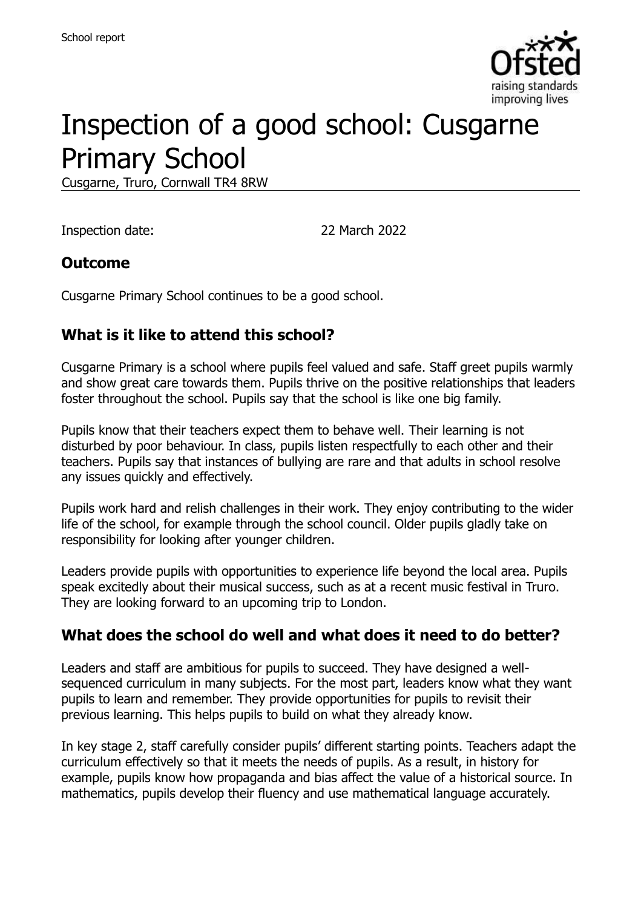# Inspection of a good school: Cusgarne Primary School

Cusgarne, Truro, Cornwall TR4 8RW

Inspection date: 22 March 2022

## Outcome

Cusgarne Primary School continues to be a good school.

## What is it like to attend this school?

Cusgarne Primary is a school where pupils feel valued and safe. Staff greet pupils warmly and show great care towards them. Pupils thrive on the positive relationships that leaders foster throughout the school. Pupils say that the school is like one big family.

Pupils know that their teachers expect them to behave well. Their learning is not disturbed by poor behaviour. In class, pupils listen respectfully to each other and their teachers. Pupils say that instances of bullying are rare and that adults in school resolve any issues quickly and effectively.

Pupils work hard and relish challenges in their work. They enjoy contributing to the wider life of the school, for example through the school council. Older pupils gladly take on responsibility for looking after younger children.

Leaders provide pupils with opportunities to experience life beyond the local area. Pupils speak excitedly about their musical success, such as at a recent music festival in Truro. They are looking forward to an upcoming trip to London.

## What does the school do well and what does it need to do better?

Leaders and staff are ambitious for pupils to succeed. They have designed a well-sequenced curriculum in many subjects. For the most part, leaders know what they want pupils to learn and remember. They provide opportunities for pupils to revisit their previous learning. This helps pupils to build on what they already know.

In key stage 2, staff carefully consider pupils' different starting points. Teachers adapt the curriculum effectively so that it meets the needs of pupils. As a result, in history for example, pupils know how propaganda and bias affect the value of a historical source. In mathematics, pupils develop their fluency and use mathematical language accurately.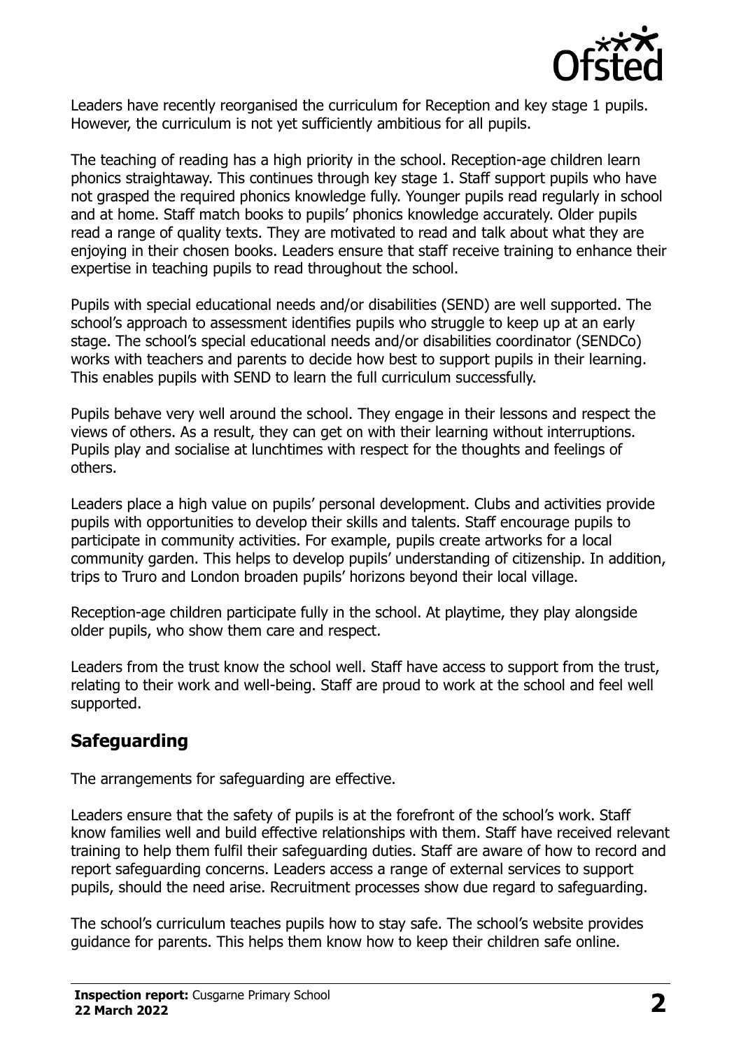Leaders have recently reorganised the curriculum for Reception and key stage 1 pupils. However, the curriculum is not yet sufficiently ambitious for all pupils.

The teaching of reading has a high priority in the school. Reception-age children learn phonics straightaway. This continues through key stage 1. Staff support pupils who have not grasped the required phonics knowledge fully. Younger pupils read regularly in school and at home. Staff match books to pupils' phonics knowledge accurately. Older pupils read a range of quality texts. They are motivated to read and talk about what they are enjoying in their chosen books. Leaders ensure that staff receive training to enhance their expertise in teaching pupils to read throughout the school.

Pupils with special educational needs and/or disabilities (SEND) are well supported. The school's approach to assessment identifies pupils who struggle to keep up at an early stage. The school's special educational needs and/or disabilities coordinator (SENDCo) works with teachers and parents to decide how best to support pupils in their learning. This enables pupils with SEND to learn the full curriculum successfully.

Pupils behave very well around the school. They engage in their lessons and respect the views of others. As a result, they can get on with their learning without interruptions. Pupils play and socialise at lunchtimes with respect for the thoughts and feelings of others.

Leaders place a high value on pupils' personal development. Clubs and activities provide pupils with opportunities to develop their skills and talents. Staff encourage pupils to participate in community activities. For example, pupils create artworks for a local community garden. This helps to develop pupils' understanding of citizenship. In addition, trips to Truro and London broaden pupils' horizons beyond their local village.

Reception-age children participate fully in the school. At playtime, they play alongside older pupils, who show them care and respect.

Leaders from the trust know the school well. Staff have access to support from the trust, relating to their work and well-being. Staff are proud to work at the school and feel well supported.

## Safeguarding

The arrangements for safeguarding are effective.

Leaders ensure that the safety of pupils is at the forefront of the school's work. Staff know families well and build effective relationships with them. Staff have received relevant training to help them fulfil their safeguarding duties. Staff are aware of how to record and report safeguarding concerns. Leaders access a range of external services to support pupils, should the need arise. Recruitment processes show due regard to safeguarding.

The school's curriculum teaches pupils how to stay safe. The school's website provides guidance for parents. This helps them know how to keep their children safe online.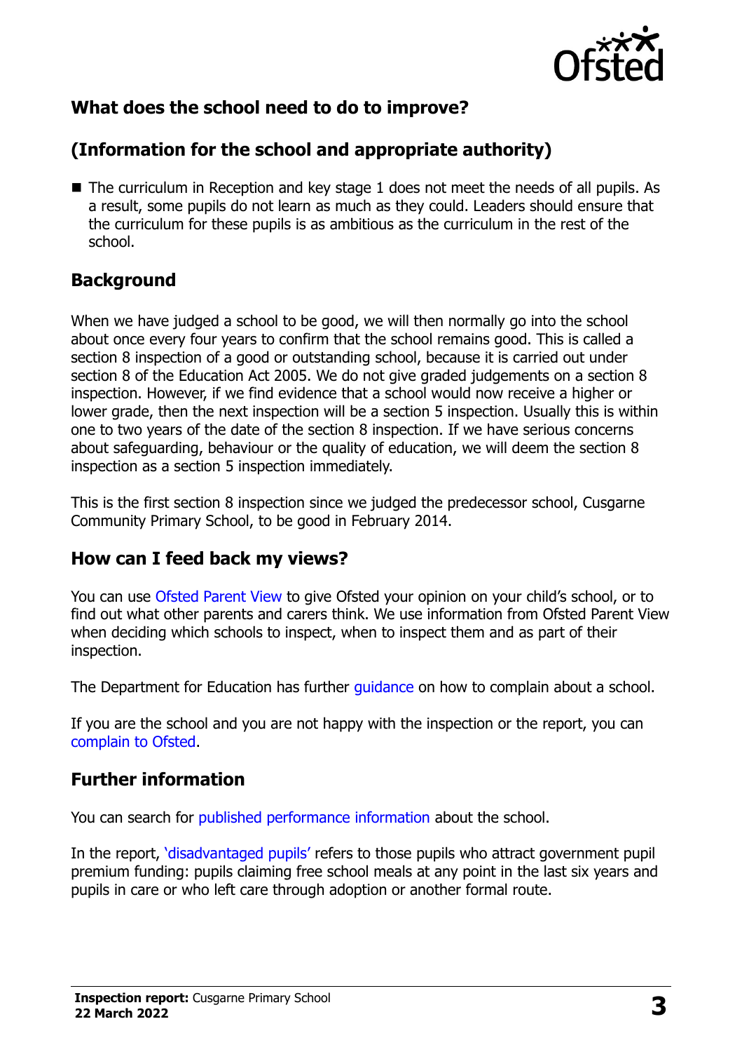## What does the school need to do to improve?

## (Information for the school and appropriate authority)

- The curriculum in Reception and key stage 1 does not meet the needs of all pupils. As a result, some pupils do not learn as much as they could. Leaders should ensure that the curriculum for these pupils is as ambitious as the curriculum in the rest of the school.

## Background

When we have judged a school to be good, we will then normally go into the school about once every four years to confirm that the school remains good. This is called a section 8 inspection of a good or outstanding school, because it is carried out under section 8 of the Education Act 2005. We do not give graded judgements on a section 8 inspection. However, if we find evidence that a school would now receive a higher or lower grade, then the next inspection will be a section 5 inspection. Usually this is within one to two years of the date of the section 8 inspection. If we have serious concerns about safeguarding, behaviour or the quality of education, we will deem the section 8 inspection as a section 5 inspection immediately.

This is the first section 8 inspection since we judged the predecessor school, Cusgarne Community Primary School, to be good in February 2014.

## How can I feed back my views?

You can use Ofsted Parent View to give Ofsted your opinion on your child's school, or to find out what other parents and carers think. We use information from Ofsted Parent View when deciding which schools to inspect, when to inspect them and as part of their inspection.

The Department for Education has further guidance on how to complain about a school.

If you are the school and you are not happy with the inspection or the report, you can complain to Ofsted.

## Further information

You can search for published performance information about the school.

In the report, 'disadvantaged pupils' refers to those pupils who attract government pupil premium funding: pupils claiming free school meals at any point in the last six years and pupils in care or who left care through adoption or another formal route.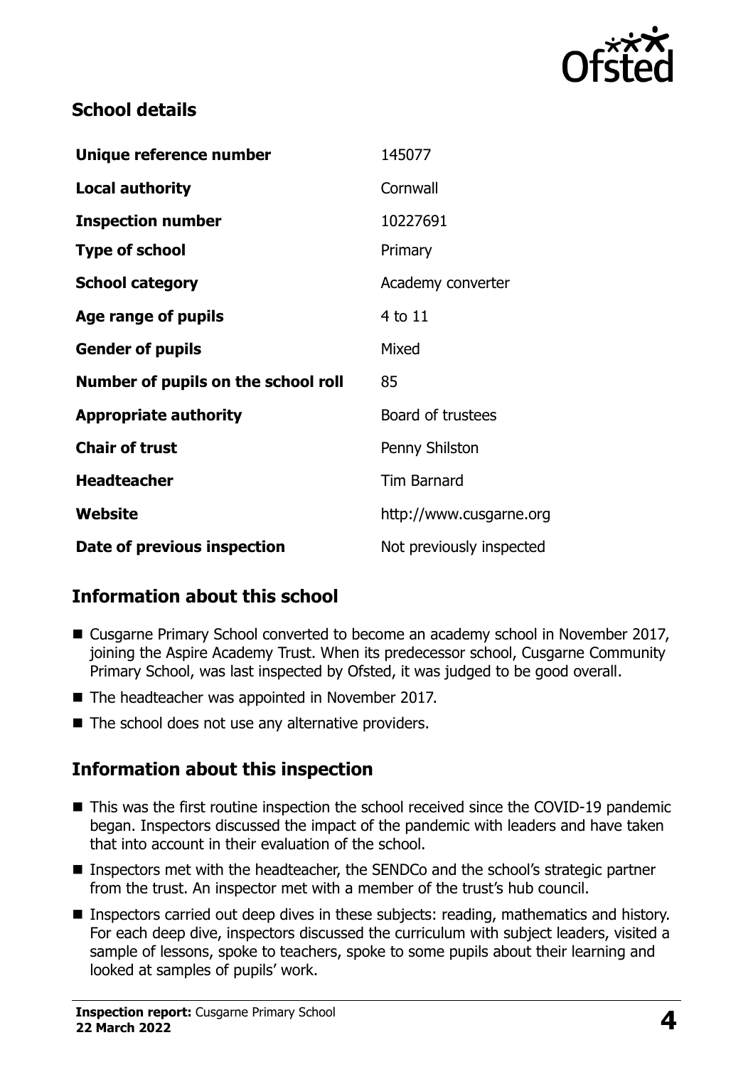## School details

| | |
|---|---|
| **Unique reference number** | 145077 |
| **Local authority** | Cornwall |
| **Inspection number** | 10227691 |
| **Type of school** | Primary |
| **School category** | Academy converter |
| **Age range of pupils** | 4 to 11 |
| **Gender of pupils** | Mixed |
| **Number of pupils on the school roll** | 85 |
| **Appropriate authority** | Board of trustees |
| **Chair of trust** | Penny Shilston |
| **Headteacher** | Tim Barnard |
| **Website** | http://www.cusgarne.org |
| **Date of previous inspection** | Not previously inspected |

## Information about this school

- Cusgarne Primary School converted to become an academy school in November 2017, joining the Aspire Academy Trust. When its predecessor school, Cusgarne Community Primary School, was last inspected by Ofsted, it was judged to be good overall.
- The headteacher was appointed in November 2017.
- The school does not use any alternative providers.

## Information about this inspection

- This was the first routine inspection the school received since the COVID-19 pandemic began. Inspectors discussed the impact of the pandemic with leaders and have taken that into account in their evaluation of the school.
- Inspectors met with the headteacher, the SENDCo and the school's strategic partner from the trust. An inspector met with a member of the trust's hub council.
- Inspectors carried out deep dives in these subjects: reading, mathematics and history. For each deep dive, inspectors discussed the curriculum with subject leaders, visited a sample of lessons, spoke to teachers, spoke to some pupils about their learning and looked at samples of pupils' work.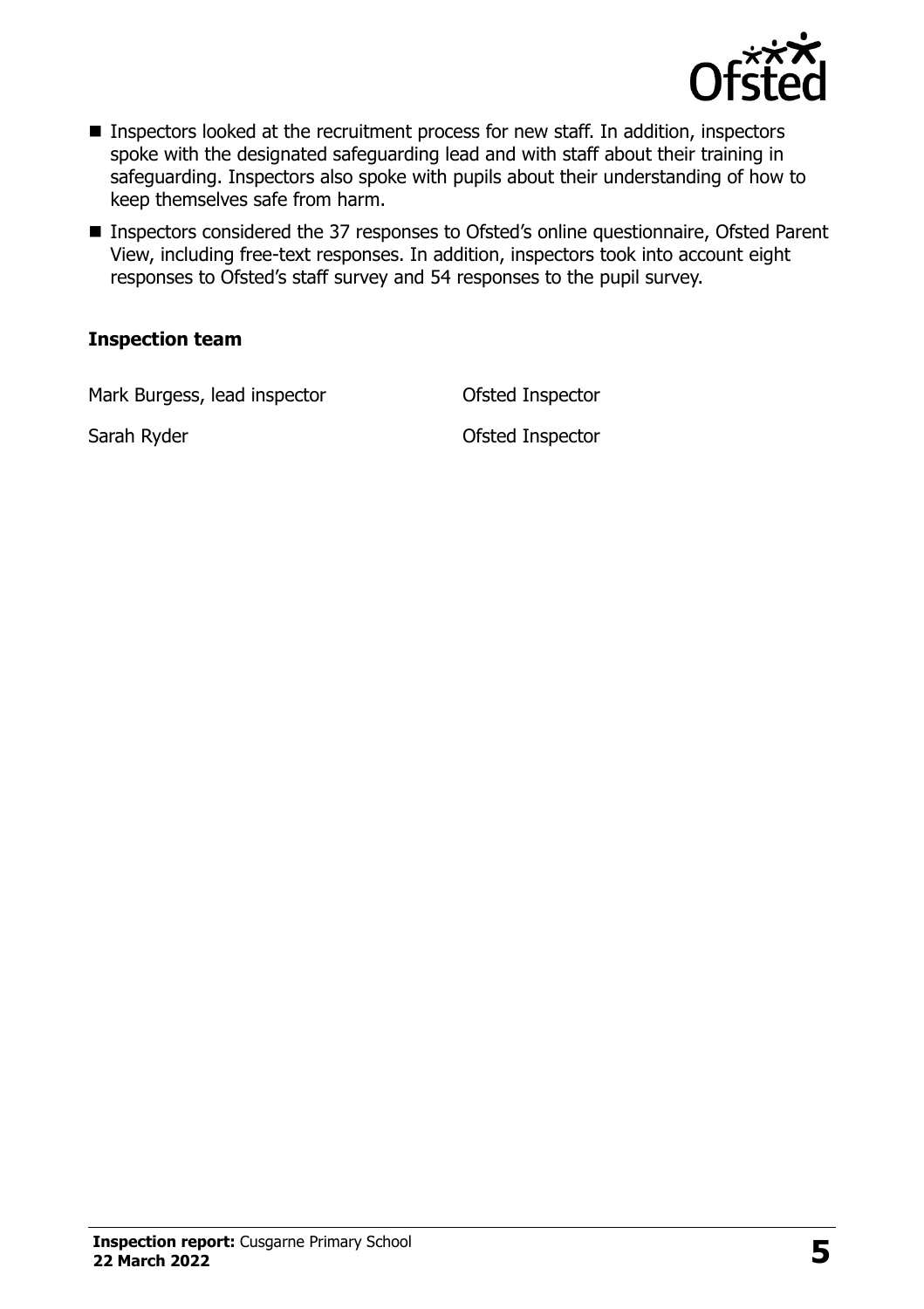- Inspectors looked at the recruitment process for new staff. In addition, inspectors spoke with the designated safeguarding lead and with staff about their training in safeguarding. Inspectors also spoke with pupils about their understanding of how to keep themselves safe from harm.
- Inspectors considered the 37 responses to Ofsted's online questionnaire, Ofsted Parent View, including free-text responses. In addition, inspectors took into account eight responses to Ofsted's staff survey and 54 responses to the pupil survey.

### Inspection team

| | |
|---|---|
| Mark Burgess, lead inspector | Ofsted Inspector |
| Sarah Ryder | Ofsted Inspector |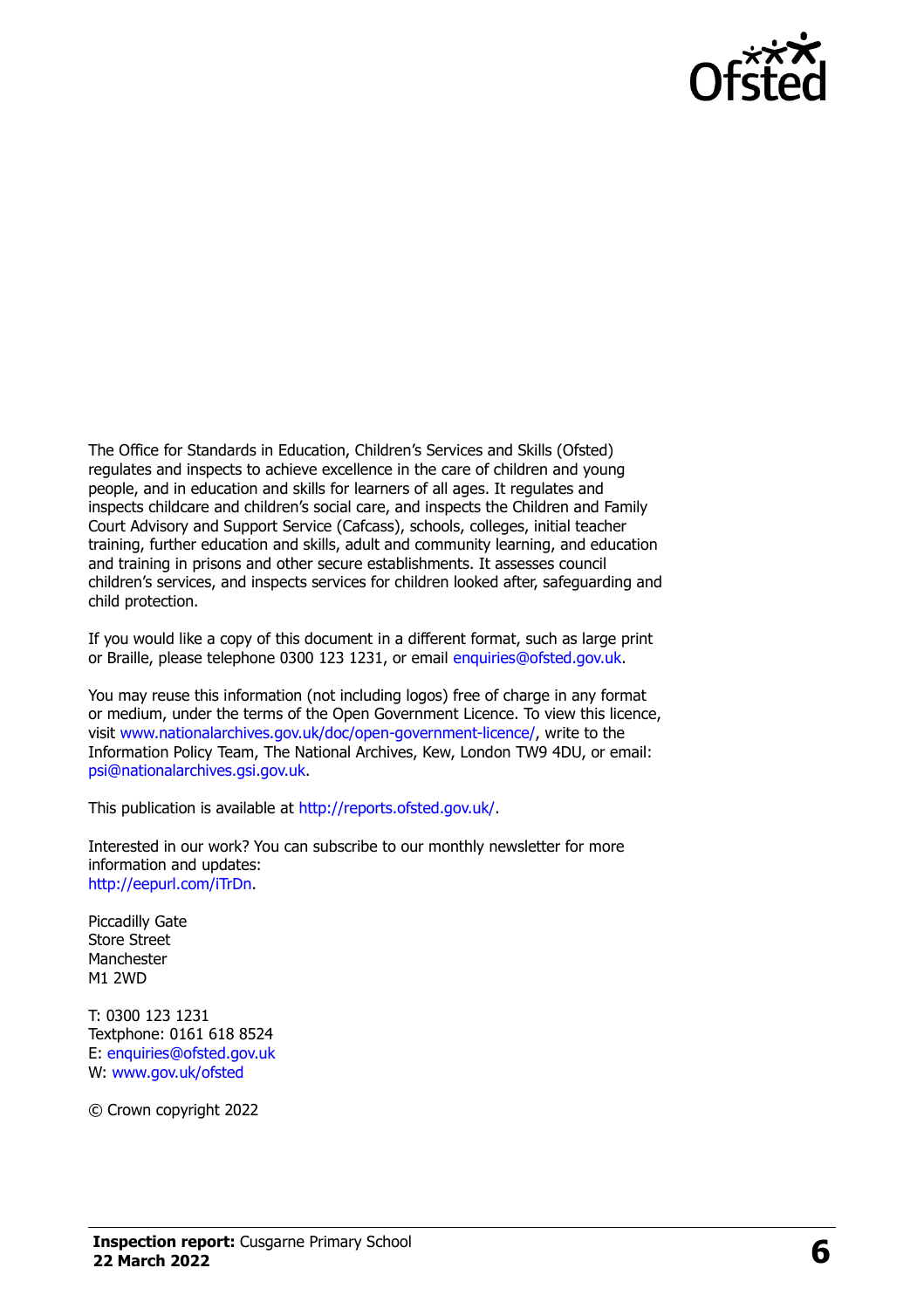The Office for Standards in Education, Children's Services and Skills (Ofsted) regulates and inspects to achieve excellence in the care of children and young people, and in education and skills for learners of all ages. It regulates and inspects childcare and children's social care, and inspects the Children and Family Court Advisory and Support Service (Cafcass), schools, colleges, initial teacher training, further education and skills, adult and community learning, and education and training in prisons and other secure establishments. It assesses council children's services, and inspects services for children looked after, safeguarding and child protection.

If you would like a copy of this document in a different format, such as large print or Braille, please telephone 0300 123 1231, or email enquiries@ofsted.gov.uk.

You may reuse this information (not including logos) free of charge in any format or medium, under the terms of the Open Government Licence. To view this licence, visit www.nationalarchives.gov.uk/doc/open-government-licence/, write to the Information Policy Team, The National Archives, Kew, London TW9 4DU, or email: psi@nationalarchives.gsi.gov.uk.

This publication is available at http://reports.ofsted.gov.uk/.

Interested in our work? You can subscribe to our monthly newsletter for more information and updates:
http://eepurl.com/iTrDn.

Piccadilly Gate
Store Street
Manchester
M1 2WD

T: 0300 123 1231
Textphone: 0161 618 8524
E: enquiries@ofsted.gov.uk
W: www.gov.uk/ofsted

© Crown copyright 2022